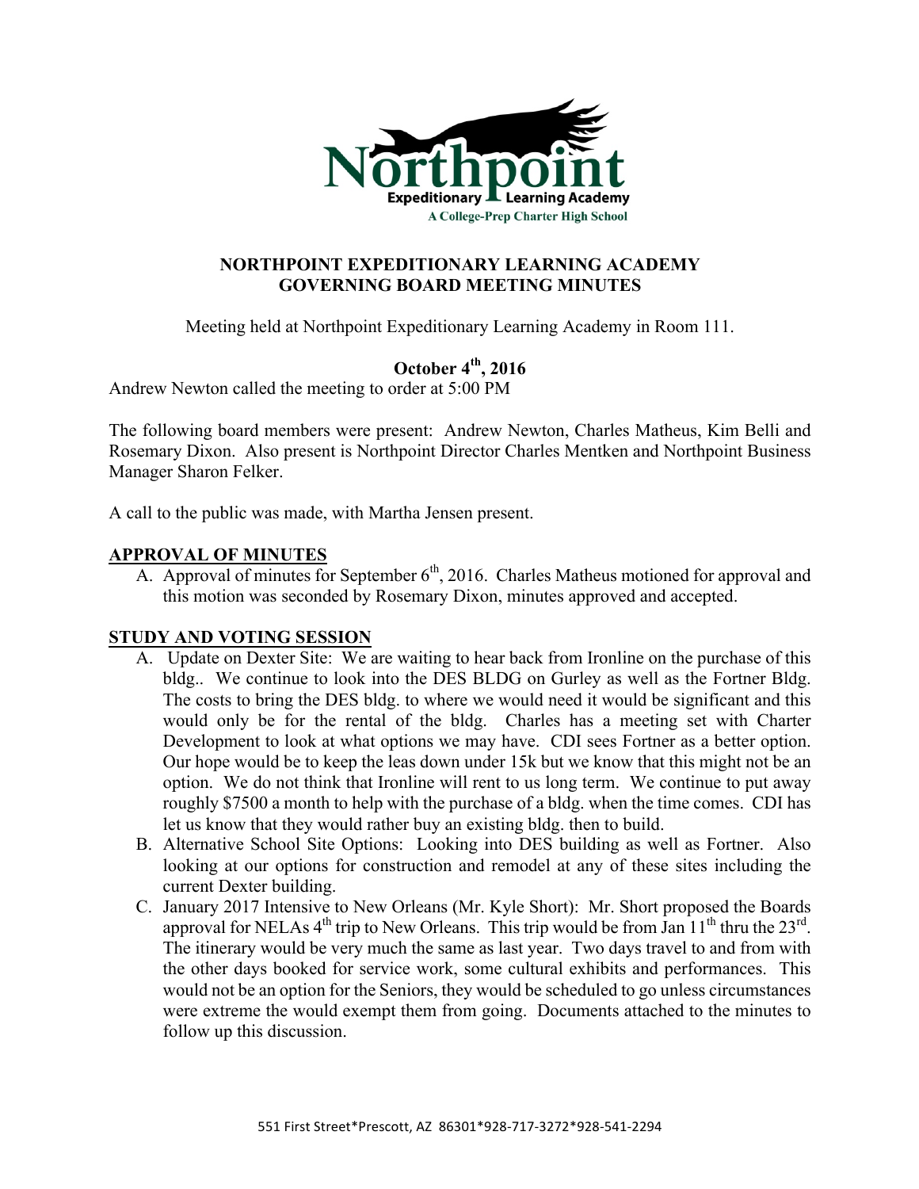# NORTHPOINT EXPEDITIONARY LEARNING ACADEMY
# GOVERNING BOARD MEETING MINUTES

Meeting held at Northpoint Expeditionary Learning Academy in Room 111.

**October 4th, 2016**

Andrew Newton called the meeting to order at 5:00 PM

The following board members were present: Andrew Newton, Charles Matheus, Kim Belli and Rosemary Dixon. Also present is Northpoint Director Charles Mentken and Northpoint Business Manager Sharon Felker.

A call to the public was made, with Martha Jensen present.

## APPROVAL OF MINUTES

A. Approval of minutes for September 6th, 2016. Charles Matheus motioned for approval and this motion was seconded by Rosemary Dixon, minutes approved and accepted.

## STUDY AND VOTING SESSION

A. Update on Dexter Site: We are waiting to hear back from Ironline on the purchase of this bldg.. We continue to look into the DES BLDG on Gurley as well as the Fortner Bldg. The costs to bring the DES bldg. to where we would need it would be significant and this would only be for the rental of the bldg. Charles has a meeting set with Charter Development to look at what options we may have. CDI sees Fortner as a better option. Our hope would be to keep the leas down under 15k but we know that this might not be an option. We do not think that Ironline will rent to us long term. We continue to put away roughly $7500 a month to help with the purchase of a bldg. when the time comes. CDI has let us know that they would rather buy an existing bldg. then to build.

B. Alternative School Site Options: Looking into DES building as well as Fortner. Also looking at our options for construction and remodel at any of these sites including the current Dexter building.

C. January 2017 Intensive to New Orleans (Mr. Kyle Short): Mr. Short proposed the Boards approval for NELAs 4th trip to New Orleans. This trip would be from Jan 11th thru the 23rd. The itinerary would be very much the same as last year. Two days travel to and from with the other days booked for service work, some cultural exhibits and performances. This would not be an option for the Seniors, they would be scheduled to go unless circumstances were extreme the would exempt them from going. Documents attached to the minutes to follow up this discussion.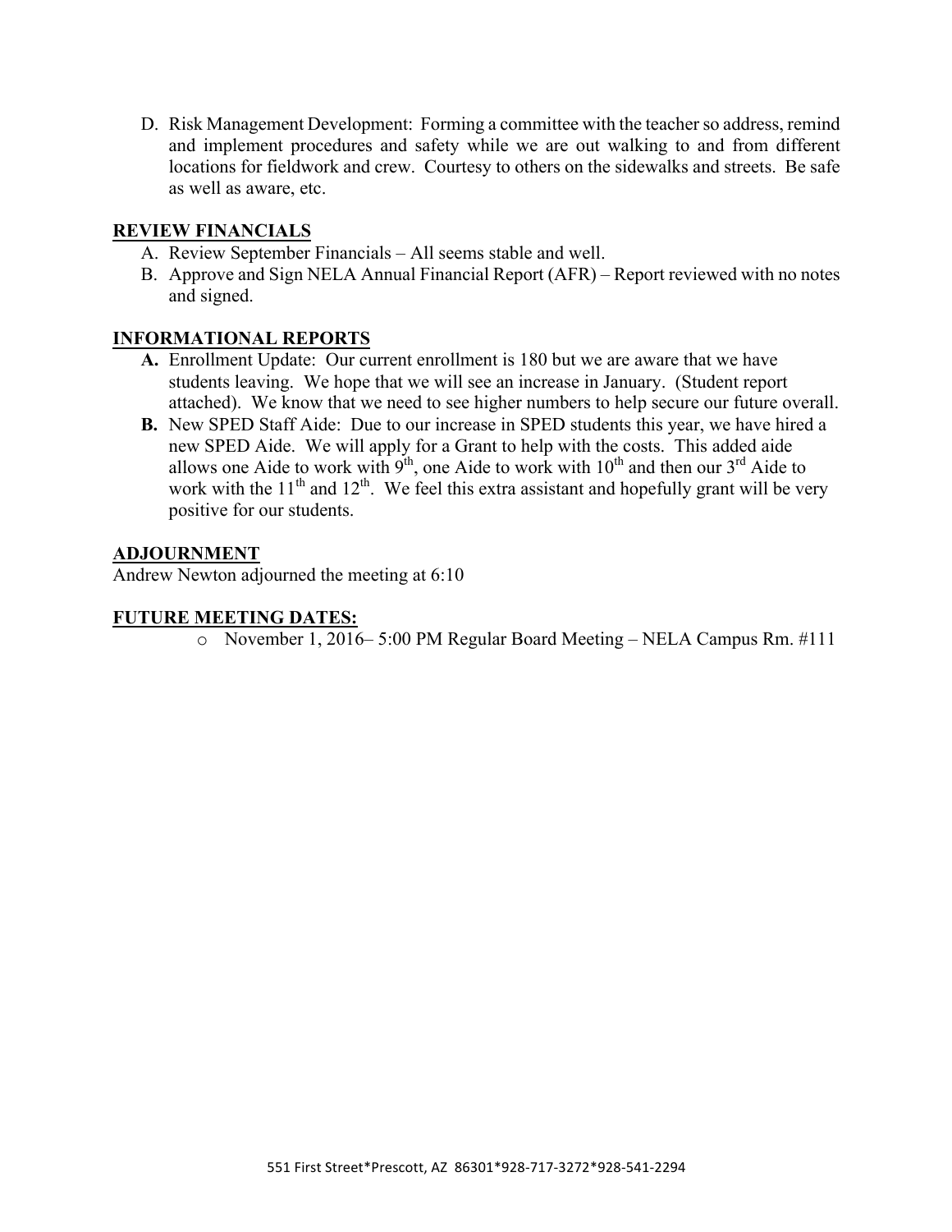D. Risk Management Development: Forming a committee with the teacher so address, remind and implement procedures and safety while we are out walking to and from different locations for fieldwork and crew. Courtesy to others on the sidewalks and streets. Be safe as well as aware, etc.

## REVIEW FINANCIALS

A. Review September Financials – All seems stable and well.
B. Approve and Sign NELA Annual Financial Report (AFR) – Report reviewed with no notes and signed.

## INFORMATIONAL REPORTS

**A.** Enrollment Update: Our current enrollment is 180 but we are aware that we have students leaving. We hope that we will see an increase in January. (Student report attached). We know that we need to see higher numbers to help secure our future overall.

**B.** New SPED Staff Aide: Due to our increase in SPED students this year, we have hired a new SPED Aide. We will apply for a Grant to help with the costs. This added aide allows one Aide to work with 9th, one Aide to work with 10th and then our 3rd Aide to work with the 11th and 12th. We feel this extra assistant and hopefully grant will be very positive for our students.

## ADJOURNMENT

Andrew Newton adjourned the meeting at 6:10

## FUTURE MEETING DATES:

- November 1, 2016– 5:00 PM Regular Board Meeting – NELA Campus Rm. #111